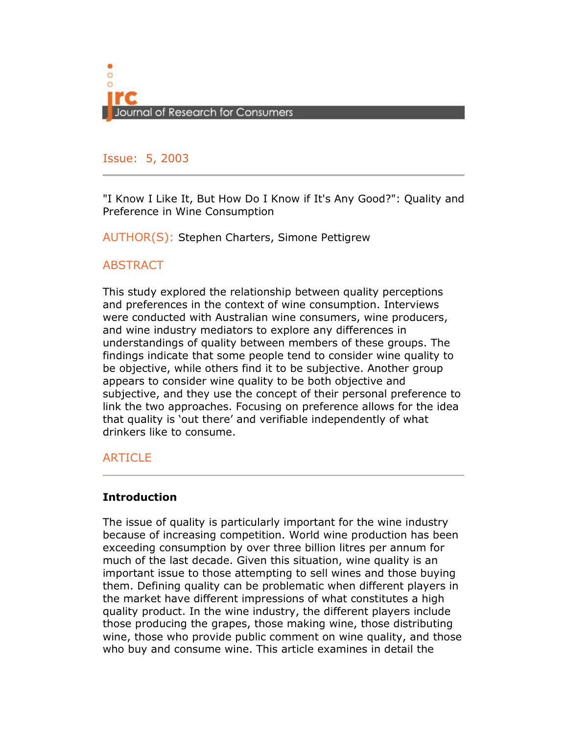Journal of Research for Consumers

Issue: 5, 2003

"I Know I Like It, But How Do I Know if It's Any Good?": Quality and Preference in Wine Consumption

AUTHOR(S): Stephen Charters, Simone Pettigrew

## ABSTRACT

This study explored the relationship between quality perceptions and preferences in the context of wine consumption. Interviews were conducted with Australian wine consumers, wine producers, and wine industry mediators to explore any differences in understandings of quality between members of these groups. The findings indicate that some people tend to consider wine quality to be objective, while others find it to be subjective. Another group appears to consider wine quality to be both objective and subjective, and they use the concept of their personal preference to link the two approaches. Focusing on preference allows for the idea that quality is 'out there' and verifiable independently of what drinkers like to consume.

## ARTICLE

### Introduction

The issue of quality is particularly important for the wine industry because of increasing competition. World wine production has been exceeding consumption by over three billion litres per annum for much of the last decade. Given this situation, wine quality is an important issue to those attempting to sell wines and those buying them. Defining quality can be problematic when different players in the market have different impressions of what constitutes a high quality product. In the wine industry, the different players include those producing the grapes, those making wine, those distributing wine, those who provide public comment on wine quality, and those who buy and consume wine. This article examines in detail the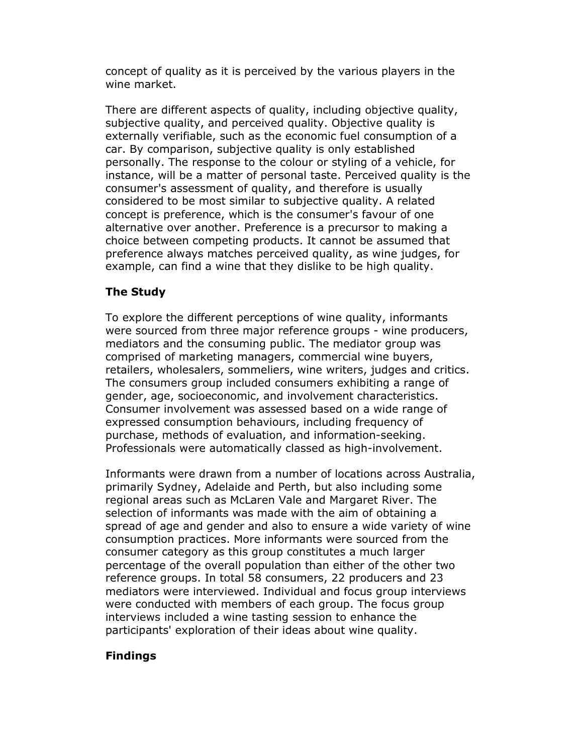concept of quality as it is perceived by the various players in the wine market.

There are different aspects of quality, including objective quality, subjective quality, and perceived quality. Objective quality is externally verifiable, such as the economic fuel consumption of a car. By comparison, subjective quality is only established personally. The response to the colour or styling of a vehicle, for instance, will be a matter of personal taste. Perceived quality is the consumer's assessment of quality, and therefore is usually considered to be most similar to subjective quality. A related concept is preference, which is the consumer's favour of one alternative over another. Preference is a precursor to making a choice between competing products. It cannot be assumed that preference always matches perceived quality, as wine judges, for example, can find a wine that they dislike to be high quality.

## The Study

To explore the different perceptions of wine quality, informants were sourced from three major reference groups - wine producers, mediators and the consuming public. The mediator group was comprised of marketing managers, commercial wine buyers, retailers, wholesalers, sommeliers, wine writers, judges and critics. The consumers group included consumers exhibiting a range of gender, age, socioeconomic, and involvement characteristics. Consumer involvement was assessed based on a wide range of expressed consumption behaviours, including frequency of purchase, methods of evaluation, and information-seeking. Professionals were automatically classed as high-involvement.

Informants were drawn from a number of locations across Australia, primarily Sydney, Adelaide and Perth, but also including some regional areas such as McLaren Vale and Margaret River. The selection of informants was made with the aim of obtaining a spread of age and gender and also to ensure a wide variety of wine consumption practices. More informants were sourced from the consumer category as this group constitutes a much larger percentage of the overall population than either of the other two reference groups. In total 58 consumers, 22 producers and 23 mediators were interviewed. Individual and focus group interviews were conducted with members of each group. The focus group interviews included a wine tasting session to enhance the participants' exploration of their ideas about wine quality.

## Findings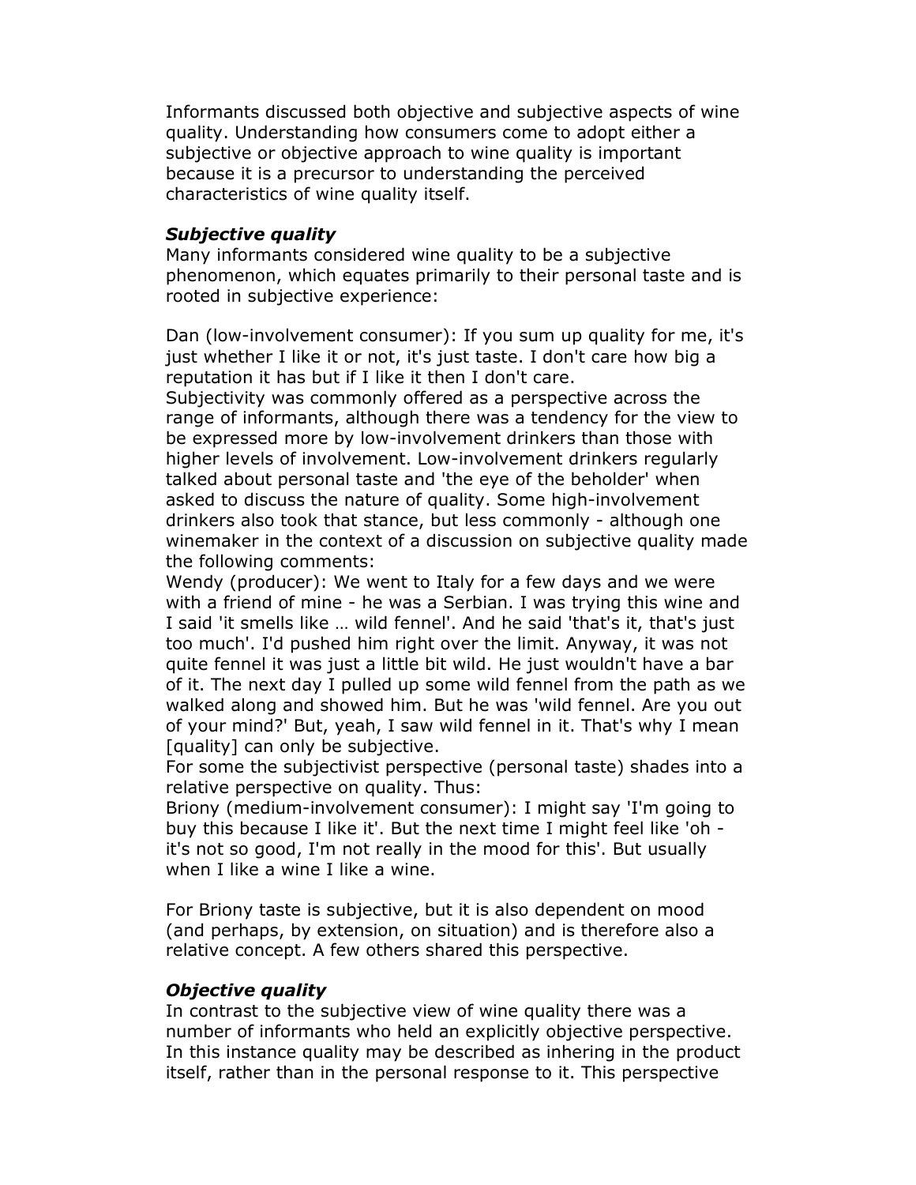Informants discussed both objective and subjective aspects of wine quality. Understanding how consumers come to adopt either a subjective or objective approach to wine quality is important because it is a precursor to understanding the perceived characteristics of wine quality itself.

***Subjective quality***

Many informants considered wine quality to be a subjective phenomenon, which equates primarily to their personal taste and is rooted in subjective experience:

Dan (low-involvement consumer): If you sum up quality for me, it's just whether I like it or not, it's just taste. I don't care how big a reputation it has but if I like it then I don't care.

Subjectivity was commonly offered as a perspective across the range of informants, although there was a tendency for the view to be expressed more by low-involvement drinkers than those with higher levels of involvement. Low-involvement drinkers regularly talked about personal taste and 'the eye of the beholder' when asked to discuss the nature of quality. Some high-involvement drinkers also took that stance, but less commonly - although one winemaker in the context of a discussion on subjective quality made the following comments:

Wendy (producer): We went to Italy for a few days and we were with a friend of mine - he was a Serbian. I was trying this wine and I said 'it smells like … wild fennel'. And he said 'that's it, that's just too much'. I'd pushed him right over the limit. Anyway, it was not quite fennel it was just a little bit wild. He just wouldn't have a bar of it. The next day I pulled up some wild fennel from the path as we walked along and showed him. But he was 'wild fennel. Are you out of your mind?' But, yeah, I saw wild fennel in it. That's why I mean [quality] can only be subjective.

For some the subjectivist perspective (personal taste) shades into a relative perspective on quality. Thus:

Briony (medium-involvement consumer): I might say 'I'm going to buy this because I like it'. But the next time I might feel like 'oh - it's not so good, I'm not really in the mood for this'. But usually when I like a wine I like a wine.

For Briony taste is subjective, but it is also dependent on mood (and perhaps, by extension, on situation) and is therefore also a relative concept. A few others shared this perspective.

***Objective quality***

In contrast to the subjective view of wine quality there was a number of informants who held an explicitly objective perspective. In this instance quality may be described as inhering in the product itself, rather than in the personal response to it. This perspective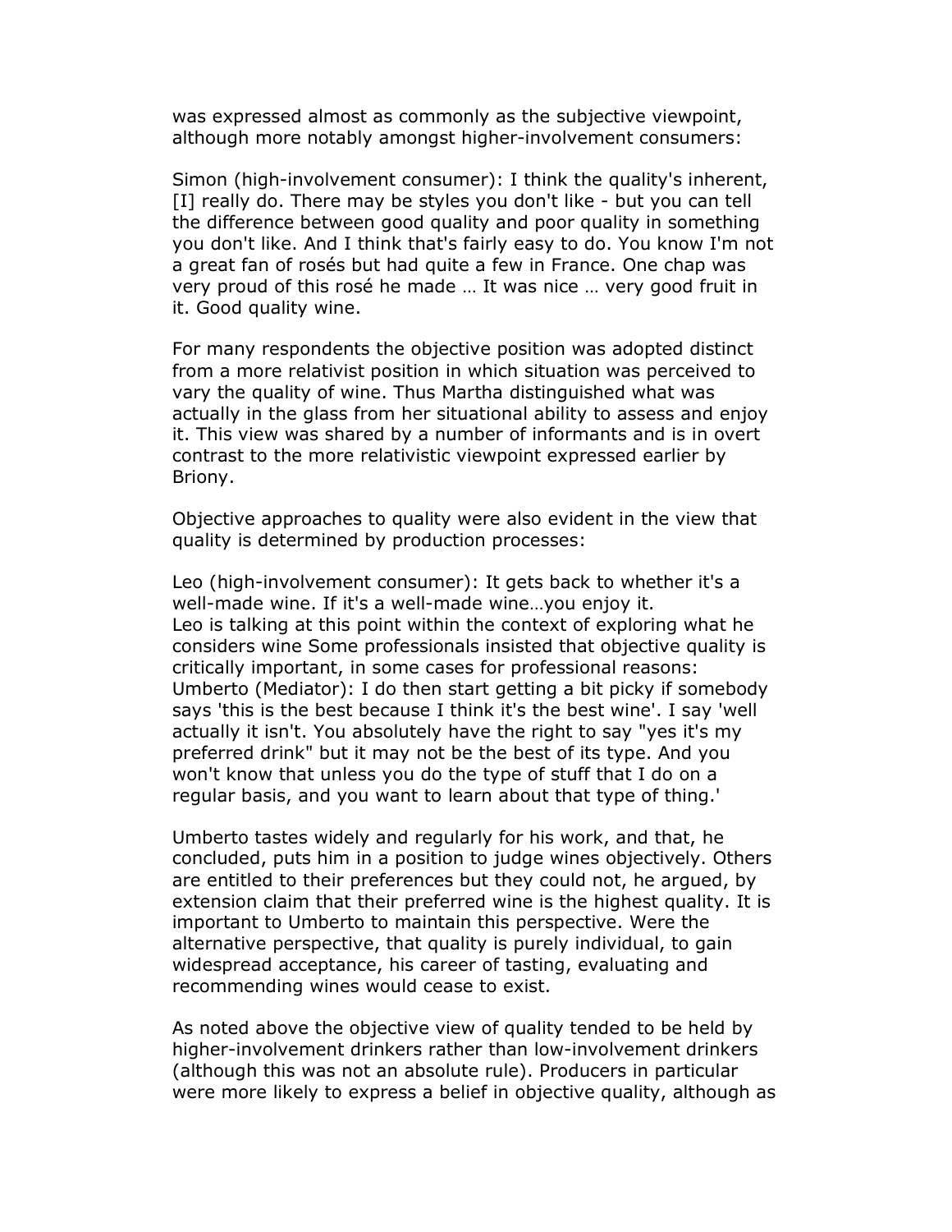was expressed almost as commonly as the subjective viewpoint, although more notably amongst higher-involvement consumers:

Simon (high-involvement consumer): I think the quality's inherent, [I] really do. There may be styles you don't like - but you can tell the difference between good quality and poor quality in something you don't like. And I think that's fairly easy to do. You know I'm not a great fan of rosés but had quite a few in France. One chap was very proud of this rosé he made … It was nice … very good fruit in it. Good quality wine.

For many respondents the objective position was adopted distinct from a more relativist position in which situation was perceived to vary the quality of wine. Thus Martha distinguished what was actually in the glass from her situational ability to assess and enjoy it. This view was shared by a number of informants and is in overt contrast to the more relativistic viewpoint expressed earlier by Briony.

Objective approaches to quality were also evident in the view that quality is determined by production processes:

Leo (high-involvement consumer): It gets back to whether it's a well-made wine. If it's a well-made wine…you enjoy it.
Leo is talking at this point within the context of exploring what he considers wine Some professionals insisted that objective quality is critically important, in some cases for professional reasons:
Umberto (Mediator): I do then start getting a bit picky if somebody says 'this is the best because I think it's the best wine'. I say 'well actually it isn't. You absolutely have the right to say "yes it's my preferred drink" but it may not be the best of its type. And you won't know that unless you do the type of stuff that I do on a regular basis, and you want to learn about that type of thing.'

Umberto tastes widely and regularly for his work, and that, he concluded, puts him in a position to judge wines objectively. Others are entitled to their preferences but they could not, he argued, by extension claim that their preferred wine is the highest quality. It is important to Umberto to maintain this perspective. Were the alternative perspective, that quality is purely individual, to gain widespread acceptance, his career of tasting, evaluating and recommending wines would cease to exist.

As noted above the objective view of quality tended to be held by higher-involvement drinkers rather than low-involvement drinkers (although this was not an absolute rule). Producers in particular were more likely to express a belief in objective quality, although as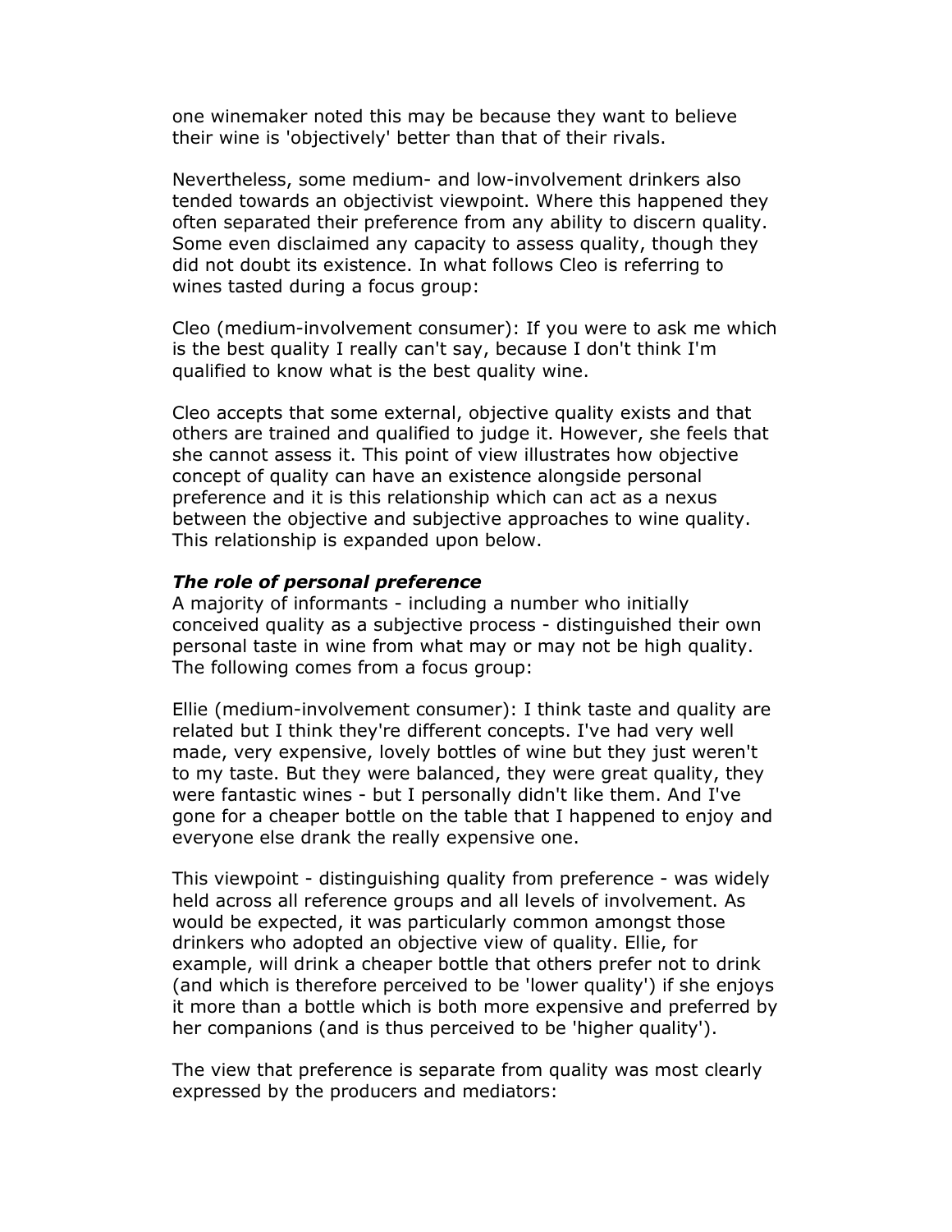one winemaker noted this may be because they want to believe their wine is 'objectively' better than that of their rivals.

Nevertheless, some medium- and low-involvement drinkers also tended towards an objectivist viewpoint. Where this happened they often separated their preference from any ability to discern quality. Some even disclaimed any capacity to assess quality, though they did not doubt its existence. In what follows Cleo is referring to wines tasted during a focus group:

Cleo (medium-involvement consumer): If you were to ask me which is the best quality I really can't say, because I don't think I'm qualified to know what is the best quality wine.

Cleo accepts that some external, objective quality exists and that others are trained and qualified to judge it. However, she feels that she cannot assess it. This point of view illustrates how objective concept of quality can have an existence alongside personal preference and it is this relationship which can act as a nexus between the objective and subjective approaches to wine quality. This relationship is expanded upon below.

***The role of personal preference***

A majority of informants - including a number who initially conceived quality as a subjective process - distinguished their own personal taste in wine from what may or may not be high quality. The following comes from a focus group:

Ellie (medium-involvement consumer): I think taste and quality are related but I think they're different concepts. I've had very well made, very expensive, lovely bottles of wine but they just weren't to my taste. But they were balanced, they were great quality, they were fantastic wines - but I personally didn't like them. And I've gone for a cheaper bottle on the table that I happened to enjoy and everyone else drank the really expensive one.

This viewpoint - distinguishing quality from preference - was widely held across all reference groups and all levels of involvement. As would be expected, it was particularly common amongst those drinkers who adopted an objective view of quality. Ellie, for example, will drink a cheaper bottle that others prefer not to drink (and which is therefore perceived to be 'lower quality') if she enjoys it more than a bottle which is both more expensive and preferred by her companions (and is thus perceived to be 'higher quality').

The view that preference is separate from quality was most clearly expressed by the producers and mediators: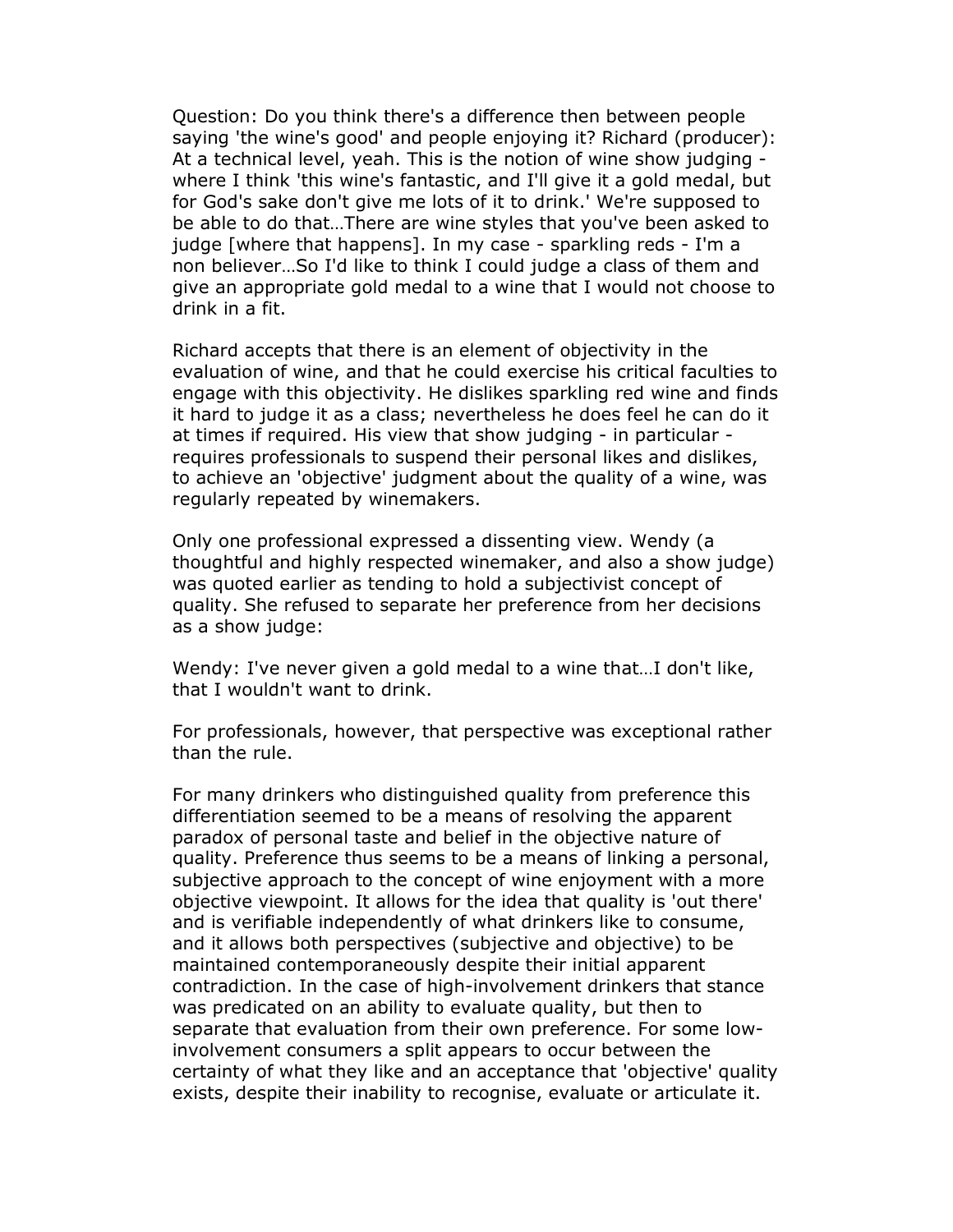Question: Do you think there's a difference then between people saying 'the wine's good' and people enjoying it? Richard (producer): At a technical level, yeah. This is the notion of wine show judging - where I think 'this wine's fantastic, and I'll give it a gold medal, but for God's sake don't give me lots of it to drink.' We're supposed to be able to do that…There are wine styles that you've been asked to judge [where that happens]. In my case - sparkling reds - I'm a non believer…So I'd like to think I could judge a class of them and give an appropriate gold medal to a wine that I would not choose to drink in a fit.

Richard accepts that there is an element of objectivity in the evaluation of wine, and that he could exercise his critical faculties to engage with this objectivity. He dislikes sparkling red wine and finds it hard to judge it as a class; nevertheless he does feel he can do it at times if required. His view that show judging - in particular - requires professionals to suspend their personal likes and dislikes, to achieve an 'objective' judgment about the quality of a wine, was regularly repeated by winemakers.

Only one professional expressed a dissenting view. Wendy (a thoughtful and highly respected winemaker, and also a show judge) was quoted earlier as tending to hold a subjectivist concept of quality. She refused to separate her preference from her decisions as a show judge:

Wendy: I've never given a gold medal to a wine that…I don't like, that I wouldn't want to drink.

For professionals, however, that perspective was exceptional rather than the rule.

For many drinkers who distinguished quality from preference this differentiation seemed to be a means of resolving the apparent paradox of personal taste and belief in the objective nature of quality. Preference thus seems to be a means of linking a personal, subjective approach to the concept of wine enjoyment with a more objective viewpoint. It allows for the idea that quality is 'out there' and is verifiable independently of what drinkers like to consume, and it allows both perspectives (subjective and objective) to be maintained contemporaneously despite their initial apparent contradiction. In the case of high-involvement drinkers that stance was predicated on an ability to evaluate quality, but then to separate that evaluation from their own preference. For some low-involvement consumers a split appears to occur between the certainty of what they like and an acceptance that 'objective' quality exists, despite their inability to recognise, evaluate or articulate it.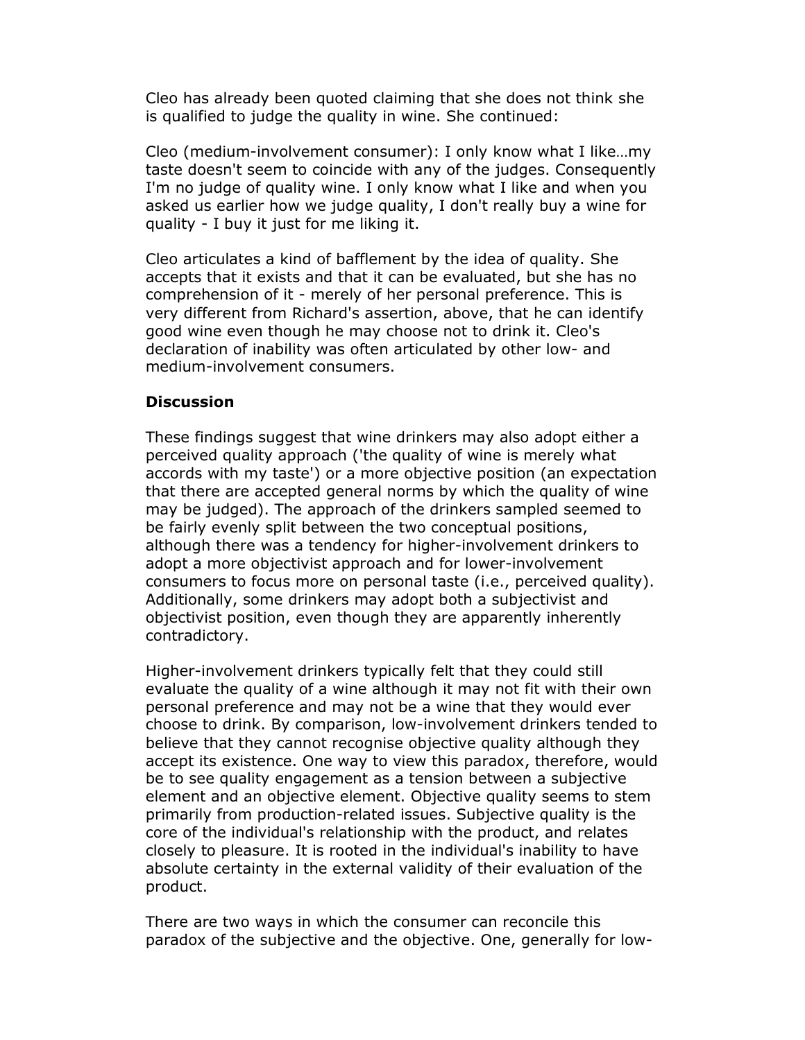Cleo has already been quoted claiming that she does not think she is qualified to judge the quality in wine. She continued:

Cleo (medium-involvement consumer): I only know what I like…my taste doesn't seem to coincide with any of the judges. Consequently I'm no judge of quality wine. I only know what I like and when you asked us earlier how we judge quality, I don't really buy a wine for quality - I buy it just for me liking it.

Cleo articulates a kind of bafflement by the idea of quality. She accepts that it exists and that it can be evaluated, but she has no comprehension of it - merely of her personal preference. This is very different from Richard's assertion, above, that he can identify good wine even though he may choose not to drink it. Cleo's declaration of inability was often articulated by other low- and medium-involvement consumers.

**Discussion**

These findings suggest that wine drinkers may also adopt either a perceived quality approach ('the quality of wine is merely what accords with my taste') or a more objective position (an expectation that there are accepted general norms by which the quality of wine may be judged). The approach of the drinkers sampled seemed to be fairly evenly split between the two conceptual positions, although there was a tendency for higher-involvement drinkers to adopt a more objectivist approach and for lower-involvement consumers to focus more on personal taste (i.e., perceived quality). Additionally, some drinkers may adopt both a subjectivist and objectivist position, even though they are apparently inherently contradictory.

Higher-involvement drinkers typically felt that they could still evaluate the quality of a wine although it may not fit with their own personal preference and may not be a wine that they would ever choose to drink. By comparison, low-involvement drinkers tended to believe that they cannot recognise objective quality although they accept its existence. One way to view this paradox, therefore, would be to see quality engagement as a tension between a subjective element and an objective element. Objective quality seems to stem primarily from production-related issues. Subjective quality is the core of the individual's relationship with the product, and relates closely to pleasure. It is rooted in the individual's inability to have absolute certainty in the external validity of their evaluation of the product.

There are two ways in which the consumer can reconcile this paradox of the subjective and the objective. One, generally for low-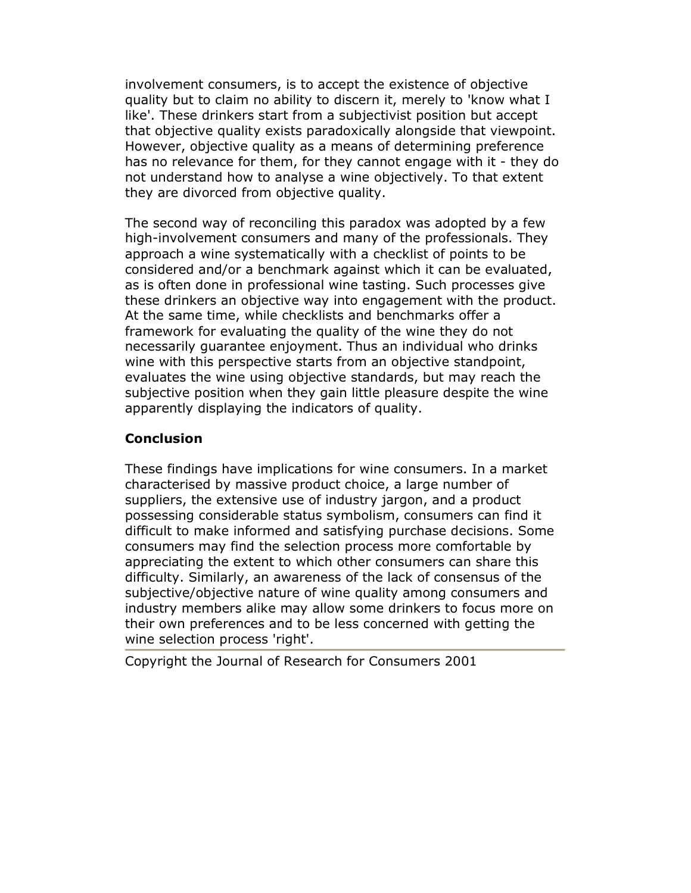involvement consumers, is to accept the existence of objective quality but to claim no ability to discern it, merely to 'know what I like'. These drinkers start from a subjectivist position but accept that objective quality exists paradoxically alongside that viewpoint. However, objective quality as a means of determining preference has no relevance for them, for they cannot engage with it - they do not understand how to analyse a wine objectively. To that extent they are divorced from objective quality.

The second way of reconciling this paradox was adopted by a few high-involvement consumers and many of the professionals. They approach a wine systematically with a checklist of points to be considered and/or a benchmark against which it can be evaluated, as is often done in professional wine tasting. Such processes give these drinkers an objective way into engagement with the product. At the same time, while checklists and benchmarks offer a framework for evaluating the quality of the wine they do not necessarily guarantee enjoyment. Thus an individual who drinks wine with this perspective starts from an objective standpoint, evaluates the wine using objective standards, but may reach the subjective position when they gain little pleasure despite the wine apparently displaying the indicators of quality.

## Conclusion

These findings have implications for wine consumers. In a market characterised by massive product choice, a large number of suppliers, the extensive use of industry jargon, and a product possessing considerable status symbolism, consumers can find it difficult to make informed and satisfying purchase decisions. Some consumers may find the selection process more comfortable by appreciating the extent to which other consumers can share this difficulty. Similarly, an awareness of the lack of consensus of the subjective/objective nature of wine quality among consumers and industry members alike may allow some drinkers to focus more on their own preferences and to be less concerned with getting the wine selection process 'right'.

---

Copyright the Journal of Research for Consumers 2001